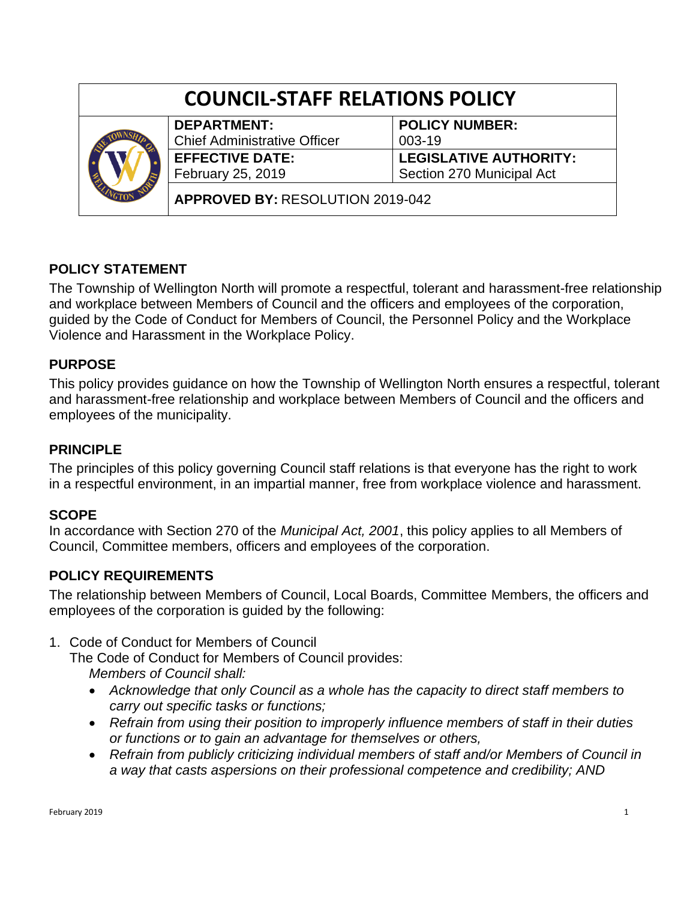# COUNCIL-STAFF RELATIONS POLICY

| DEPARTMENT: | POLICY NUMBER: |
| --- | --- |
| Chief Administrative Officer | 003-19 |
| **EFFECTIVE DATE:** | **LEGISLATIVE AUTHORITY:** |
| February 25, 2019 | Section 270 Municipal Act |
| **APPROVED BY:** RESOLUTION 2019-042 | |

## POLICY STATEMENT

The Township of Wellington North will promote a respectful, tolerant and harassment-free relationship and workplace between Members of Council and the officers and employees of the corporation, guided by the Code of Conduct for Members of Council, the Personnel Policy and the Workplace Violence and Harassment in the Workplace Policy.

## PURPOSE

This policy provides guidance on how the Township of Wellington North ensures a respectful, tolerant and harassment-free relationship and workplace between Members of Council and the officers and employees of the municipality.

## PRINCIPLE

The principles of this policy governing Council staff relations is that everyone has the right to work in a respectful environment, in an impartial manner, free from workplace violence and harassment.

## SCOPE

In accordance with Section 270 of the *Municipal Act, 2001*, this policy applies to all Members of Council, Committee members, officers and employees of the corporation.

## POLICY REQUIREMENTS

The relationship between Members of Council, Local Boards, Committee Members, the officers and employees of the corporation is guided by the following:

1. Code of Conduct for Members of Council
   The Code of Conduct for Members of Council provides:
   *Members of Council shall:*
   - *Acknowledge that only Council as a whole has the capacity to direct staff members to carry out specific tasks or functions;*
   - *Refrain from using their position to improperly influence members of staff in their duties or functions or to gain an advantage for themselves or others,*
   - *Refrain from publicly criticizing individual members of staff and/or Members of Council in a way that casts aspersions on their professional competence and credibility; AND*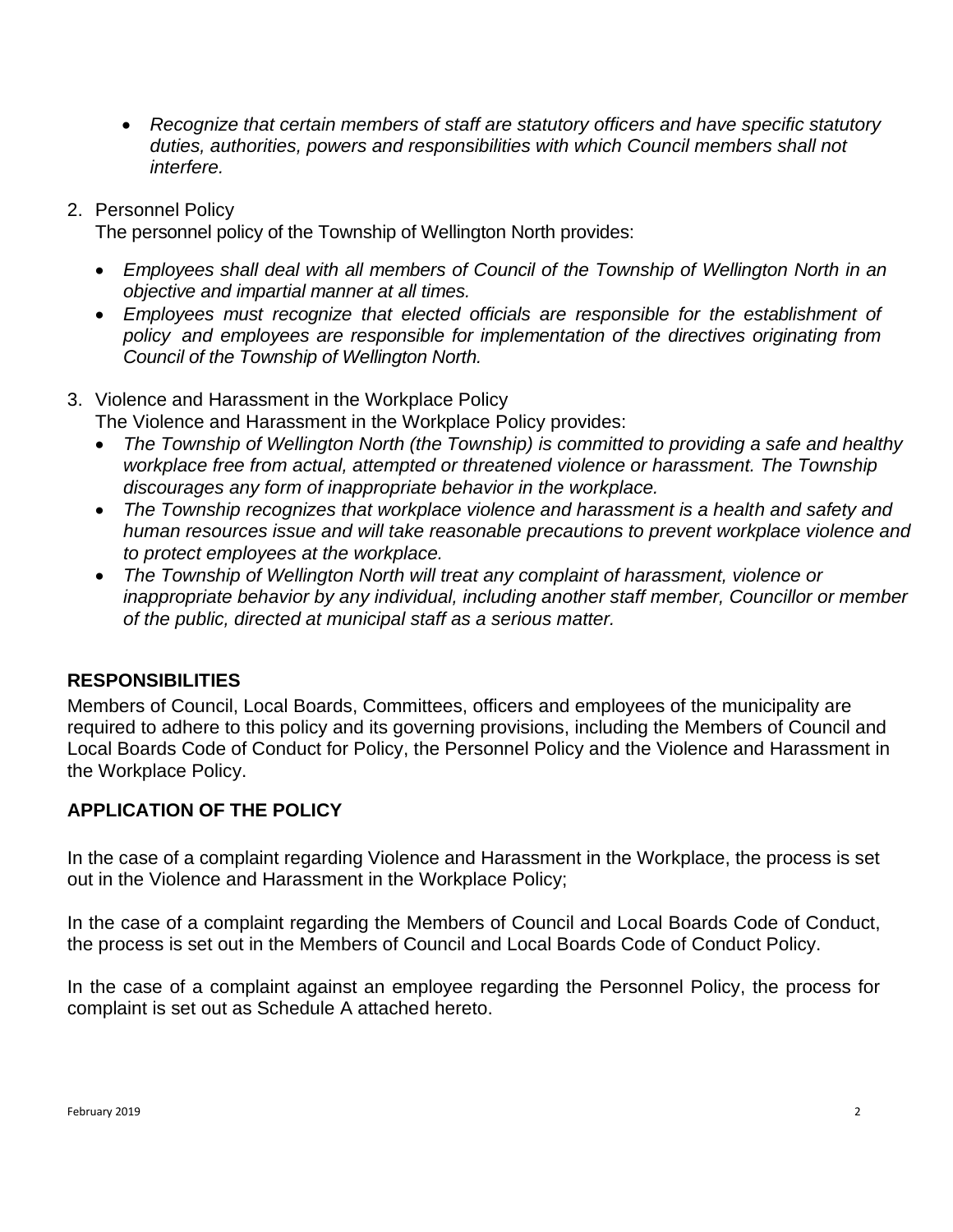- *Recognize that certain members of staff are statutory officers and have specific statutory duties, authorities, powers and responsibilities with which Council members shall not interfere.*

2. Personnel Policy

   The personnel policy of the Township of Wellington North provides:

   - *Employees shall deal with all members of Council of the Township of Wellington North in an objective and impartial manner at all times.*
   - *Employees must recognize that elected officials are responsible for the establishment of policy and employees are responsible for implementation of the directives originating from Council of the Township of Wellington North.*

3. Violence and Harassment in the Workplace Policy

   The Violence and Harassment in the Workplace Policy provides:

   - *The Township of Wellington North (the Township) is committed to providing a safe and healthy workplace free from actual, attempted or threatened violence or harassment. The Township discourages any form of inappropriate behavior in the workplace.*
   - *The Township recognizes that workplace violence and harassment is a health and safety and human resources issue and will take reasonable precautions to prevent workplace violence and to protect employees at the workplace.*
   - *The Township of Wellington North will treat any complaint of harassment, violence or inappropriate behavior by any individual, including another staff member, Councillor or member of the public, directed at municipal staff as a serious matter.*

## RESPONSIBILITIES

Members of Council, Local Boards, Committees, officers and employees of the municipality are required to adhere to this policy and its governing provisions, including the Members of Council and Local Boards Code of Conduct for Policy, the Personnel Policy and the Violence and Harassment in the Workplace Policy.

## APPLICATION OF THE POLICY

In the case of a complaint regarding Violence and Harassment in the Workplace, the process is set out in the Violence and Harassment in the Workplace Policy;

In the case of a complaint regarding the Members of Council and Local Boards Code of Conduct, the process is set out in the Members of Council and Local Boards Code of Conduct Policy.

In the case of a complaint against an employee regarding the Personnel Policy, the process for complaint is set out as Schedule A attached hereto.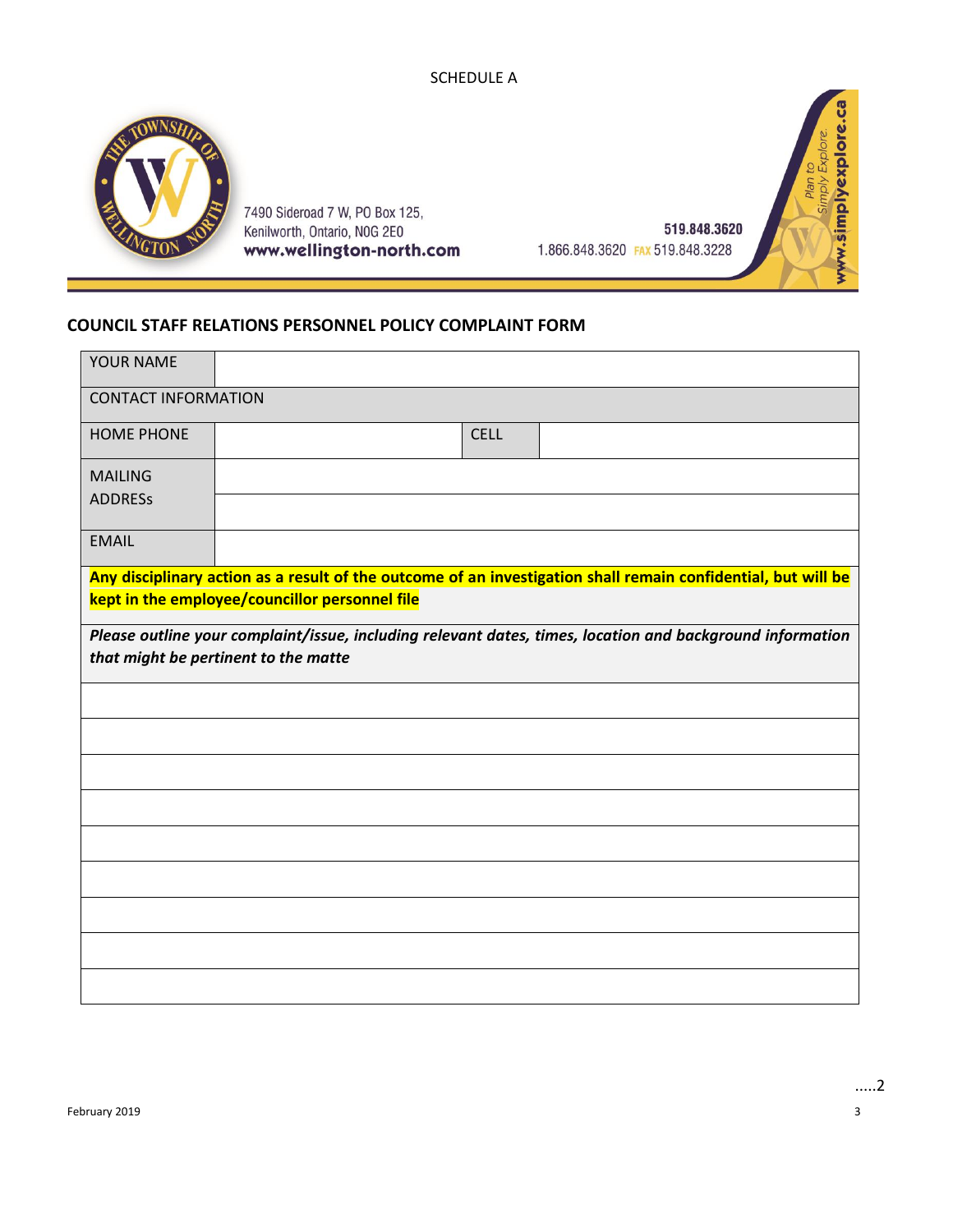SCHEDULE A

7490 Sideroad 7 W, PO Box 125,
Kenilworth, Ontario, N0G 2E0
www.wellington-north.com

519.848.3620
1.866.848.3620 FAX 519.848.3228

www.simplyexplore.ca
Plan to Simply Explore.

## COUNCIL STAFF RELATIONS PERSONNEL POLICY COMPLAINT FORM

| YOUR NAME | | | |
|---|---|---|---|
| CONTACT INFORMATION | | | |
| HOME PHONE | | CELL | |
| MAILING ADDRESSs | | | |
| | | | |
| EMAIL | | | |

**Any disciplinary action as a result of the outcome of an investigation shall remain confidential, but will be kept in the employee/councillor personnel file**

***Please outline your complaint/issue, including relevant dates, times, location and background information that might be pertinent to the matte***

| |
|---|
| |
| |
| |
| |
| |
| |
| |
| |
| |

.....2

February 2019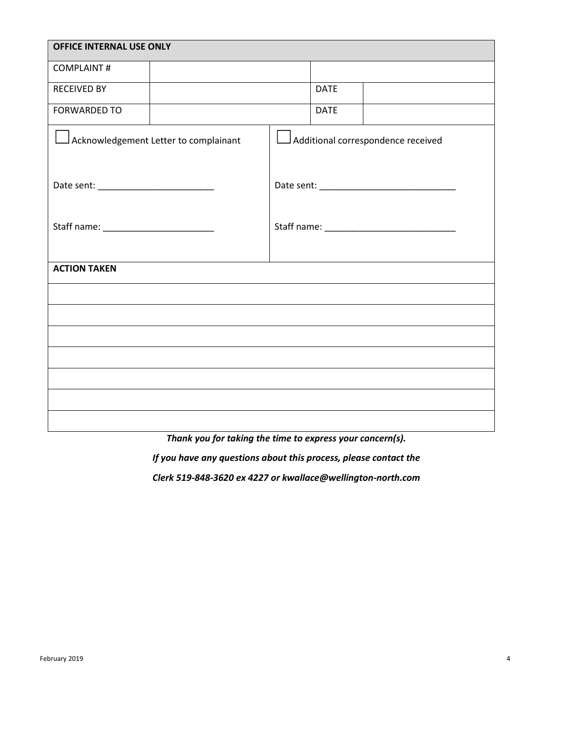| OFFICE INTERNAL USE ONLY | | | |
|---|---|---|---|
| COMPLAINT # | | | |
| RECEIVED BY | | DATE | |
| FORWARDED TO | | DATE | |

| | |
|---|---|
| ☐ Acknowledgement Letter to complainant<br><br>Date sent: ________________________<br><br>Staff name: ______________________ | ☐ Additional correspondence received<br><br>Date sent: ___________________________<br><br>Staff name: __________________________ |

| ACTION TAKEN |
|---|
| |
| |
| |
| |
| |
| |
| |

***Thank you for taking the time to express your concern(s).***

***If you have any questions about this process, please contact the***

***Clerk 519-848-3620 ex 4227 or kwallace@wellington-north.com***

February 2019